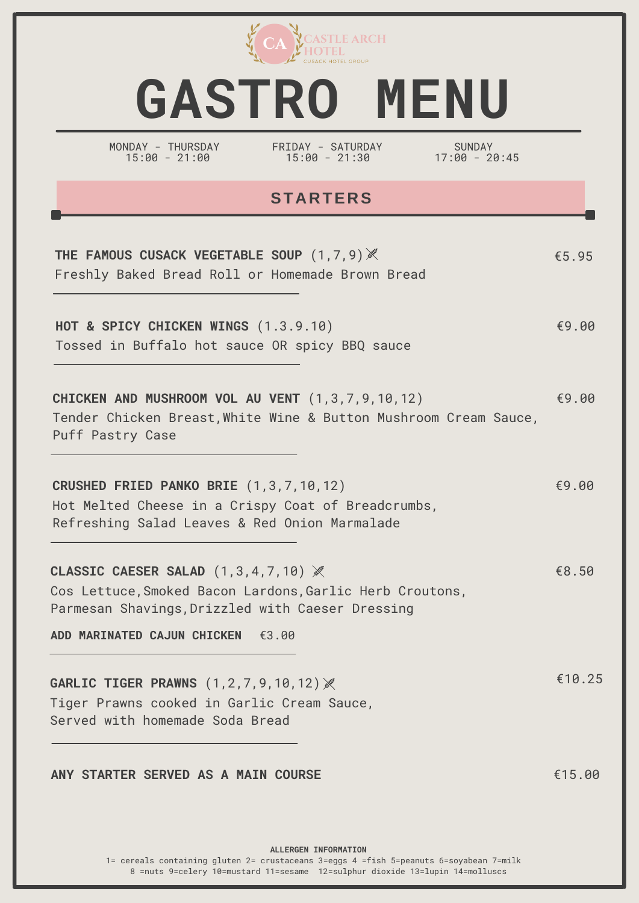CASTLE ARCH HOTEL
CUSACK HOTEL GROUP

# GASTRO MENU

MONDAY - THURSDAY
15:00 - 21:00

FRIDAY - SATURDAY
15:00 - 21:30

SUNDAY
17:00 - 20:45

## STARTERS

**THE FAMOUS CUSACK VEGETABLE SOUP** (1,7,9) — €5.95
Freshly Baked Bread Roll or Homemade Brown Bread

**HOT & SPICY CHICKEN WINGS** (1.3.9.10) — €9.00
Tossed in Buffalo hot sauce OR spicy BBQ sauce

**CHICKEN AND MUSHROOM VOL AU VENT** (1,3,7,9,10,12) — €9.00
Tender Chicken Breast,White Wine & Button Mushroom Cream Sauce, Puff Pastry Case

**CRUSHED FRIED PANKO BRIE** (1,3,7,10,12) — €9.00
Hot Melted Cheese in a Crispy Coat of Breadcrumbs, Refreshing Salad Leaves & Red Onion Marmalade

**CLASSIC CAESER SALAD** (1,3,4,7,10) — €8.50
Cos Lettuce,Smoked Bacon Lardons,Garlic Herb Croutons, Parmesan Shavings,Drizzled with Caeser Dressing

**ADD MARINATED CAJUN CHICKEN** €3.00

**GARLIC TIGER PRAWNS** (1,2,7,9,10,12) — €10.25
Tiger Prawns cooked in Garlic Cream Sauce, Served with homemade Soda Bread

**ANY STARTER SERVED AS A MAIN COURSE** — €15.00

**ALLERGEN INFORMATION**
1= cereals containing gluten 2= crustaceans 3=eggs 4 =fish 5=peanuts 6=soyabean 7=milk 8 =nuts 9=celery 10=mustard 11=sesame 12=sulphur dioxide 13=lupin 14=molluscs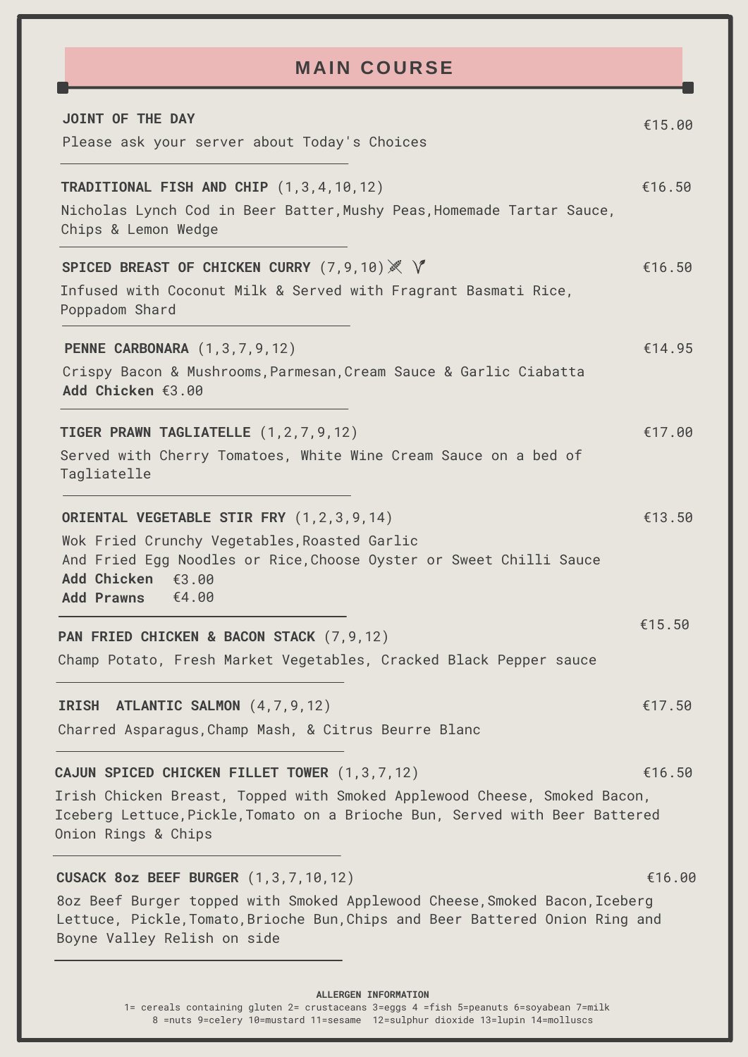# MAIN COURSE

**JOINT OF THE DAY** €15.00

Please ask your server about Today's Choices

---

**TRADITIONAL FISH AND CHIP** (1,3,4,10,12) €16.50

Nicholas Lynch Cod in Beer Batter,Mushy Peas,Homemade Tartar Sauce, Chips & Lemon Wedge

---

**SPICED BREAST OF CHICKEN CURRY** (7,9,10) €16.50

Infused with Coconut Milk & Served with Fragrant Basmati Rice, Poppadom Shard

---

**PENNE CARBONARA** (1,3,7,9,12) €14.95

Crispy Bacon & Mushrooms,Parmesan,Cream Sauce & Garlic Ciabatta

**Add Chicken** €3.00

---

**TIGER PRAWN TAGLIATELLE** (1,2,7,9,12) €17.00

Served with Cherry Tomatoes, White Wine Cream Sauce on a bed of Tagliatelle

---

**ORIENTAL VEGETABLE STIR FRY** (1,2,3,9,14) €13.50

Wok Fried Crunchy Vegetables,Roasted Garlic
And Fried Egg Noodles or Rice,Choose Oyster or Sweet Chilli Sauce

**Add Chicken** €3.00
**Add Prawns** €4.00

---

**PAN FRIED CHICKEN & BACON STACK** (7,9,12) €15.50

Champ Potato, Fresh Market Vegetables, Cracked Black Pepper sauce

---

**IRISH ATLANTIC SALMON** (4,7,9,12) €17.50

Charred Asparagus,Champ Mash, & Citrus Beurre Blanc

---

**CAJUN SPICED CHICKEN FILLET TOWER** (1,3,7,12) €16.50

Irish Chicken Breast, Topped with Smoked Applewood Cheese, Smoked Bacon, Iceberg Lettuce,Pickle,Tomato on a Brioche Bun, Served with Beer Battered Onion Rings & Chips

---

**CUSACK 8oz BEEF BURGER** (1,3,7,10,12) €16.00

8oz Beef Burger topped with Smoked Applewood Cheese,Smoked Bacon,Iceberg Lettuce, Pickle,Tomato,Brioche Bun,Chips and Beer Battered Onion Ring and Boyne Valley Relish on side

---

**ALLERGEN INFORMATION**

1= cereals containing gluten 2= crustaceans 3=eggs 4 =fish 5=peanuts 6=soyabean 7=milk 8 =nuts 9=celery 10=mustard 11=sesame 12=sulphur dioxide 13=lupin 14=molluscs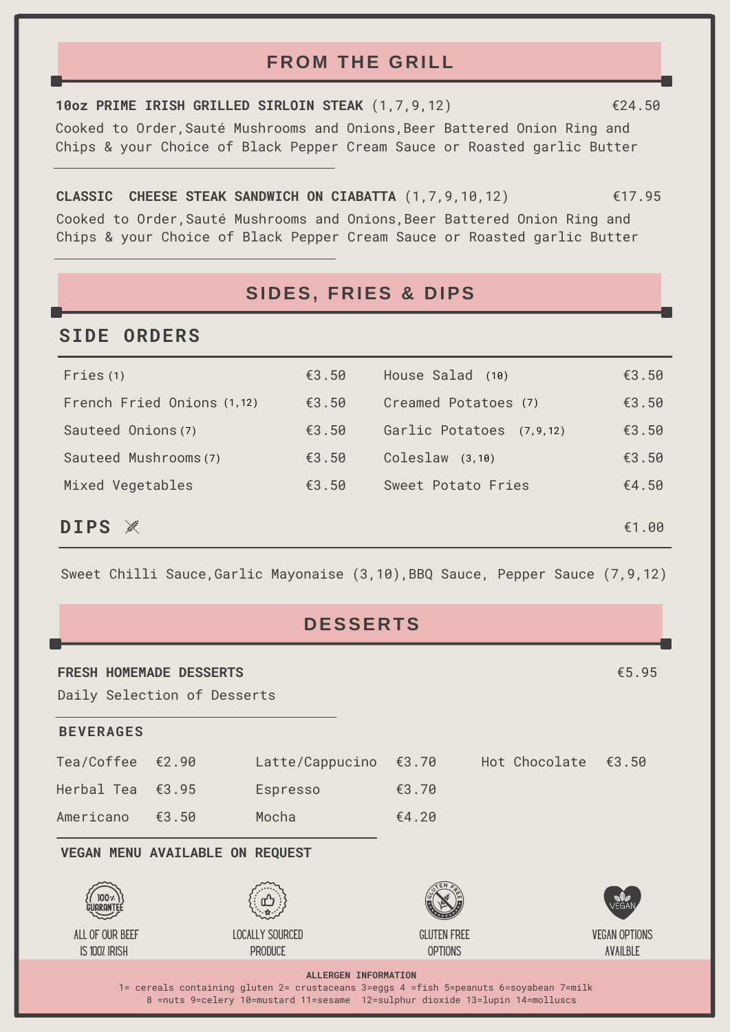## FROM THE GRILL

**10oz PRIME IRISH GRILLED SIRLOIN STEAK** (1,7,9,12) €24.50

Cooked to Order,Sauté Mushrooms and Onions,Beer Battered Onion Ring and Chips & your Choice of Black Pepper Cream Sauce or Roasted garlic Butter

**CLASSIC CHEESE STEAK SANDWICH ON CIABATTA** (1,7,9,10,12) €17.95

Cooked to Order,Sauté Mushrooms and Onions,Beer Battered Onion Ring and Chips & your Choice of Black Pepper Cream Sauce or Roasted garlic Butter

## SIDES, FRIES & DIPS

### SIDE ORDERS

| | | | |
|---|---|---|---|
| Fries (1) | €3.50 | House Salad (10) | €3.50 |
| French Fried Onions (1,12) | €3.50 | Creamed Potatoes (7) | €3.50 |
| Sauteed Onions (7) | €3.50 | Garlic Potatoes (7,9,12) | €3.50 |
| Sauteed Mushrooms (7) | €3.50 | Coleslaw (3,10) | €3.50 |
| Mixed Vegetables | €3.50 | Sweet Potato Fries | €4.50 |

### DIPS €1.00

Sweet Chilli Sauce,Garlic Mayonaise (3,10),BBQ Sauce, Pepper Sauce (7,9,12)

## DESSERTS

**FRESH HOMEMADE DESSERTS** €5.95

Daily Selection of Desserts

### BEVERAGES

| | | | | | |
|---|---|---|---|---|---|
| Tea/Coffee | €2.90 | Latte/Cappucino | €3.70 | Hot Chocolate | €3.50 |
| Herbal Tea | €3.95 | Espresso | €3.70 | | |
| Americano | €3.50 | Mocha | €4.20 | | |

**VEGAN MENU AVAILABLE ON REQUEST**

ALL OF OUR BEEF IS 100% IRISH

LOCALLY SOURCED PRODUCE

GLUTEN FREE OPTIONS

VEGAN OPTIONS AVAILBLE

**ALLERGEN INFORMATION**

1= cereals containing gluten 2= crustaceans 3=eggs 4 =fish 5=peanuts 6=soyabean 7=milk 8 =nuts 9=celery 10=mustard 11=sesame 12=sulphur dioxide 13=lupin 14=molluscs